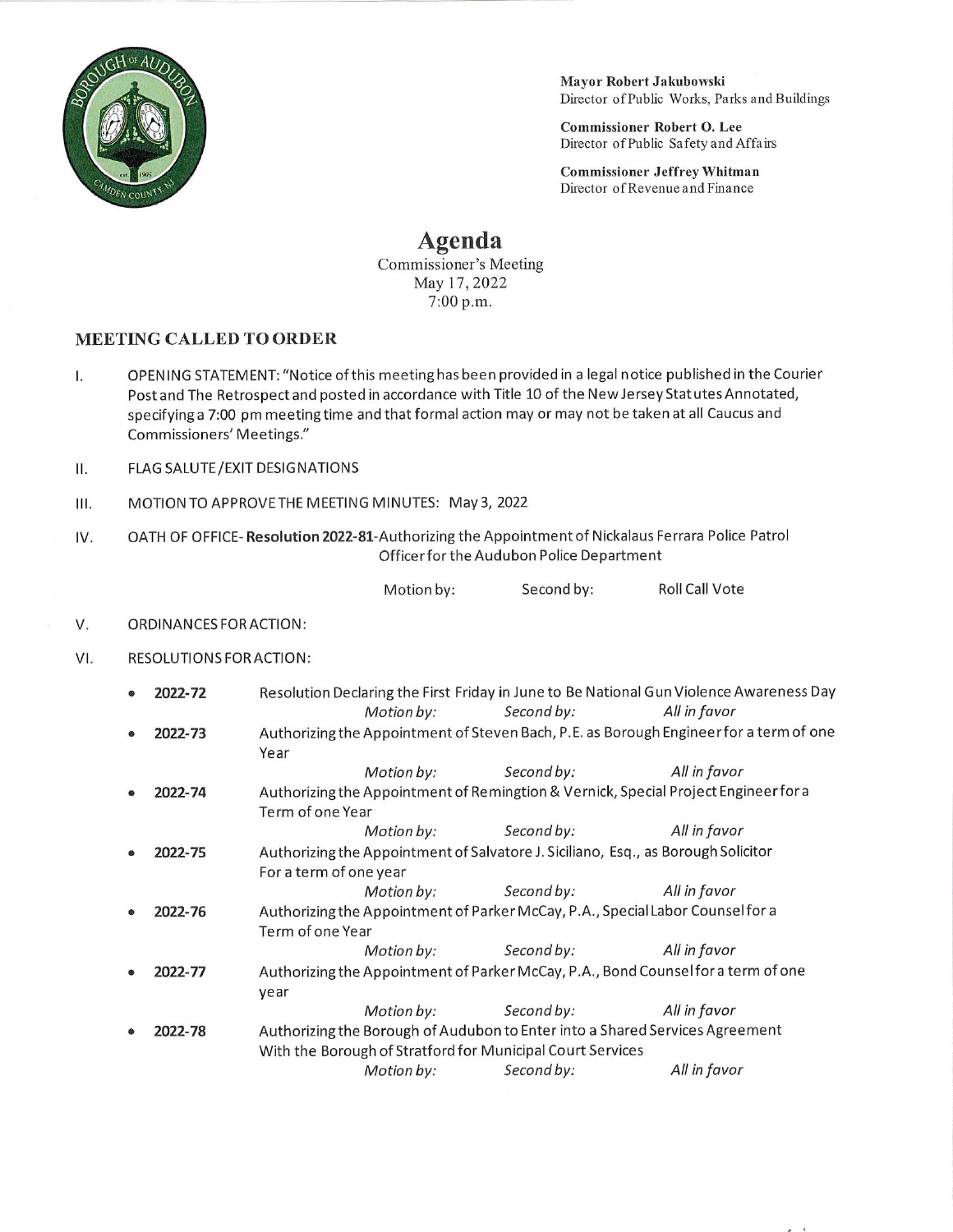**Mayor Robert Jakubowski**
Director of Public Works, Parks and Buildings

**Commissioner Robert O. Lee**
Director of Public Safety and Affairs

**Commissioner Jeffrey Whitman**
Director of Revenue and Finance

# Agenda

Commissioner's Meeting
May 17, 2022
7:00 p.m.

## MEETING CALLED TO ORDER

I. OPENING STATEMENT: "Notice of this meeting has been provided in a legal notice published in the Courier Post and The Retrospect and posted in accordance with Title 10 of the New Jersey Statutes Annotated, specifying a 7:00 pm meeting time and that formal action may or may not be taken at all Caucus and Commissioners' Meetings."

II. FLAG SALUTE/EXIT DESIGNATIONS

III. MOTION TO APPROVE THE MEETING MINUTES: May 3, 2022

IV. OATH OF OFFICE- **Resolution 2022-81**-Authorizing the Appointment of Nickalaus Ferrara Police Patrol Officer for the Audubon Police Department

Motion by: Second by: Roll Call Vote

V. ORDINANCES FOR ACTION:

VI. RESOLUTIONS FOR ACTION:

- **2022-72** Resolution Declaring the First Friday in June to Be National Gun Violence Awareness Day
  *Motion by:* *Second by:* *All in favor*
- **2022-73** Authorizing the Appointment of Steven Bach, P.E. as Borough Engineer for a term of one Year
  *Motion by:* *Second by:* *All in favor*
- **2022-74** Authorizing the Appointment of Remingtion & Vernick, Special Project Engineer for a Term of one Year
  *Motion by:* *Second by:* *All in favor*
- **2022-75** Authorizing the Appointment of Salvatore J. Siciliano, Esq., as Borough Solicitor For a term of one year
  *Motion by:* *Second by:* *All in favor*
- **2022-76** Authorizing the Appointment of Parker McCay, P.A., Special Labor Counsel for a Term of one Year
  *Motion by:* *Second by:* *All in favor*
- **2022-77** Authorizing the Appointment of Parker McCay, P.A., Bond Counsel for a term of one year
  *Motion by:* *Second by:* *All in favor*
- **2022-78** Authorizing the Borough of Audubon to Enter into a Shared Services Agreement With the Borough of Stratford for Municipal Court Services
  *Motion by:* *Second by:* *All in favor*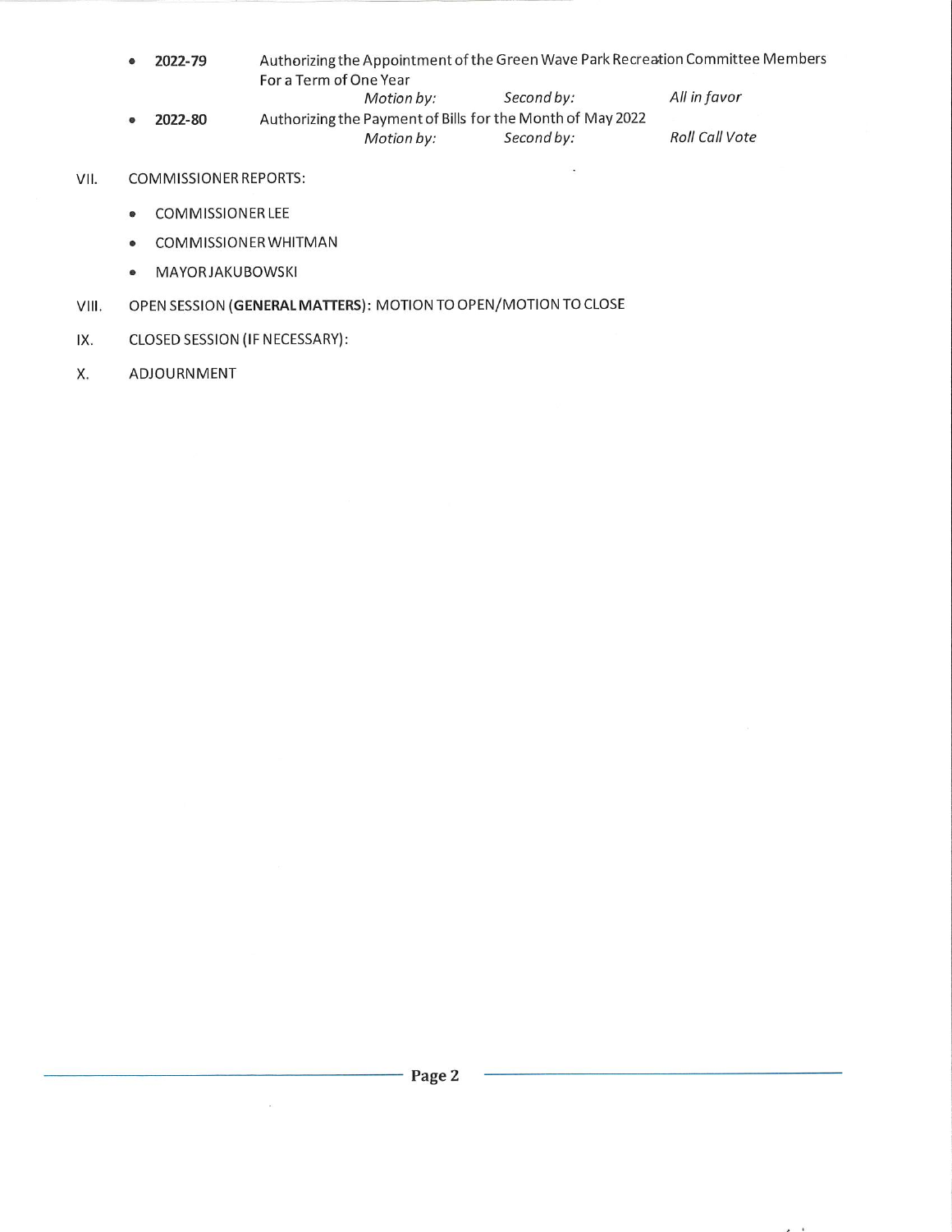- **2022-79** Authorizing the Appointment of the Green Wave Park Recreation Committee Members For a Term of One Year
  *Motion by:* *Second by:* *All in favor*
- **2022-80** Authorizing the Payment of Bills for the Month of May 2022
  *Motion by:* *Second by:* *Roll Call Vote*

VII. COMMISSIONER REPORTS:

- COMMISSIONER LEE
- COMMISSIONER WHITMAN
- MAYOR JAKUBOWSKI

VIII. OPEN SESSION (**GENERAL MATTERS**): MOTION TO OPEN/MOTION TO CLOSE

IX. CLOSED SESSION (IF NECESSARY):

X. ADJOURNMENT